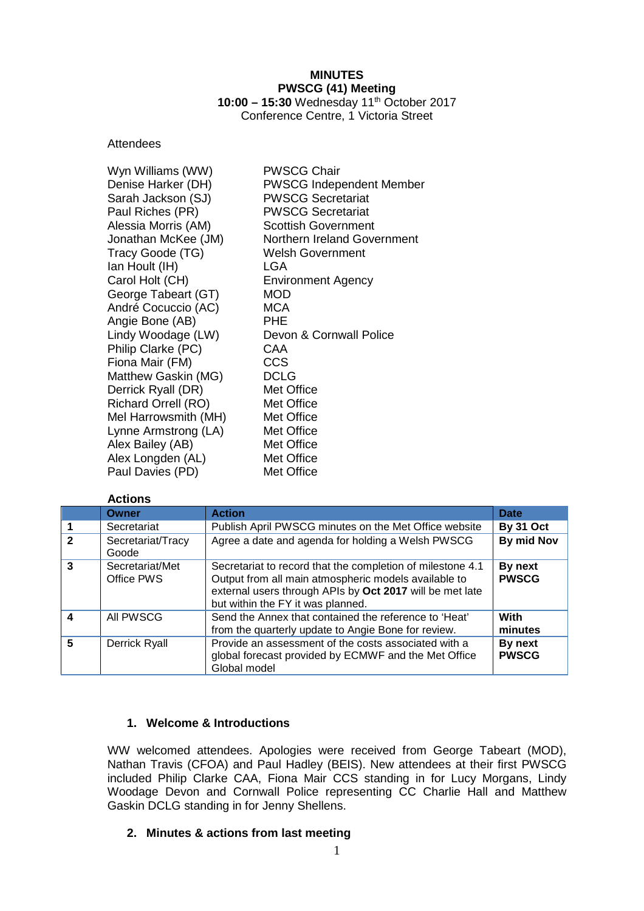**MINUTES**
**PWSCG (41) Meeting**
**10:00 – 15:30** Wednesday 11th October 2017
Conference Centre, 1 Victoria Street

Attendees

| | |
|---|---|
| Wyn Williams (WW) | PWSCG Chair |
| Denise Harker (DH) | PWSCG Independent Member |
| Sarah Jackson (SJ) | PWSCG Secretariat |
| Paul Riches (PR) | PWSCG Secretariat |
| Alessia Morris (AM) | Scottish Government |
| Jonathan McKee (JM) | Northern Ireland Government |
| Tracy Goode (TG) | Welsh Government |
| Ian Hoult (IH) | LGA |
| Carol Holt (CH) | Environment Agency |
| George Tabeart (GT) | MOD |
| André Cocuccio (AC) | MCA |
| Angie Bone (AB) | PHE |
| Lindy Woodage (LW) | Devon & Cornwall Police |
| Philip Clarke (PC) | CAA |
| Fiona Mair (FM) | CCS |
| Matthew Gaskin (MG) | DCLG |
| Derrick Ryall (DR) | Met Office |
| Richard Orrell (RO) | Met Office |
| Mel Harrowsmith (MH) | Met Office |
| Lynne Armstrong (LA) | Met Office |
| Alex Bailey (AB) | Met Office |
| Alex Longden (AL) | Met Office |
| Paul Davies (PD) | Met Office |

**Actions**

| | Owner | Action | Date |
|---|---|---|---|
| **1** | Secretariat | Publish April PWSCG minutes on the Met Office website | **By 31 Oct** |
| **2** | Secretariat/Tracy Goode | Agree a date and agenda for holding a Welsh PWSCG | **By mid Nov** |
| **3** | Secretariat/Met Office PWS | Secretariat to record that the completion of milestone 4.1 Output from all main atmospheric models available to external users through APIs by **Oct 2017** will be met late but within the FY it was planned. | **By next PWSCG** |
| **4** | All PWSCG | Send the Annex that contained the reference to 'Heat' from the quarterly update to Angie Bone for review. | **With minutes** |
| **5** | Derrick Ryall | Provide an assessment of the costs associated with a global forecast provided by ECMWF and the Met Office Global model | **By next PWSCG** |

## 1. Welcome & Introductions

WW welcomed attendees. Apologies were received from George Tabeart (MOD), Nathan Travis (CFOA) and Paul Hadley (BEIS). New attendees at their first PWSCG included Philip Clarke CAA, Fiona Mair CCS standing in for Lucy Morgans, Lindy Woodage Devon and Cornwall Police representing CC Charlie Hall and Matthew Gaskin DCLG standing in for Jenny Shellens.

## 2. Minutes & actions from last meeting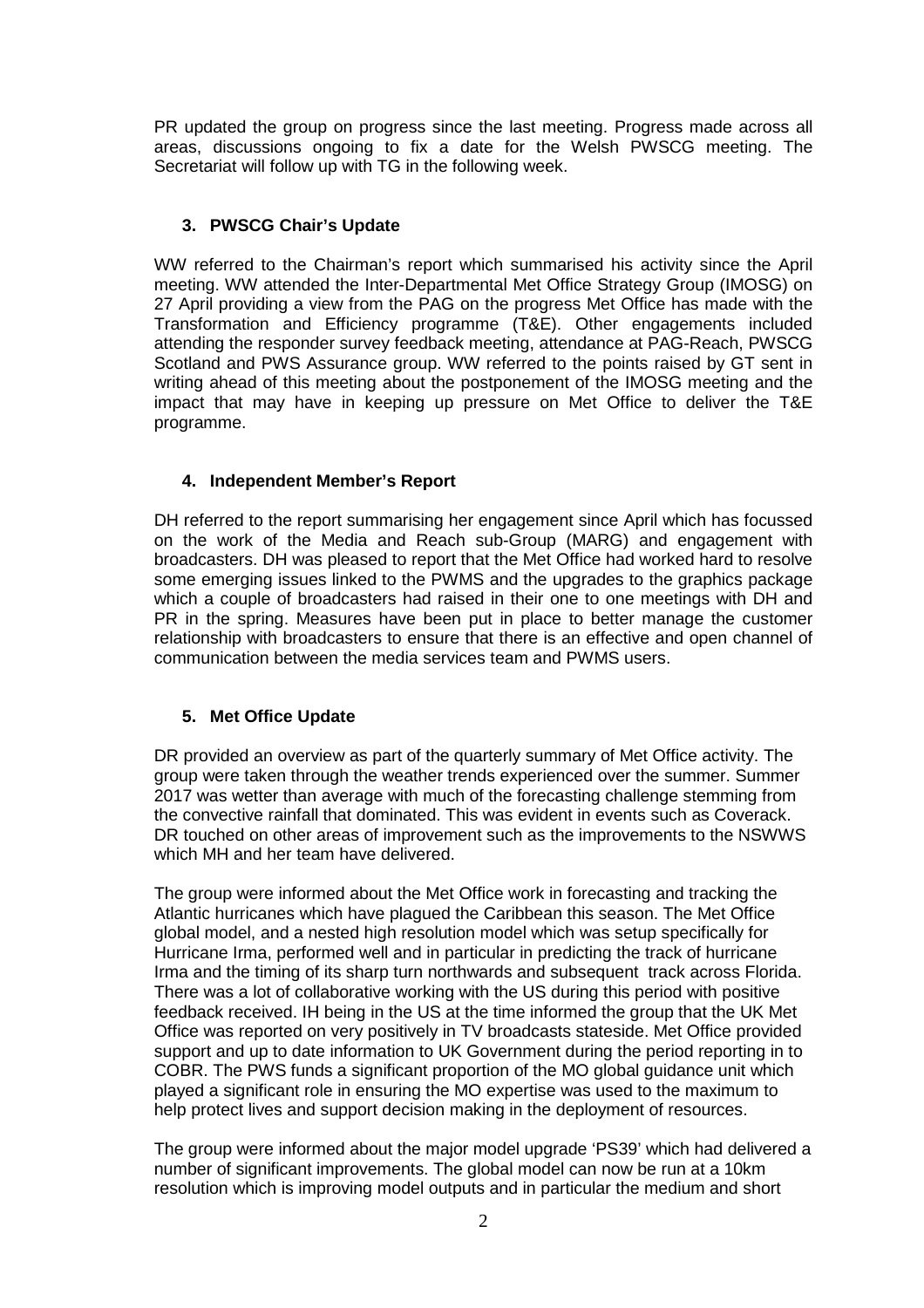PR updated the group on progress since the last meeting. Progress made across all areas, discussions ongoing to fix a date for the Welsh PWSCG meeting. The Secretariat will follow up with TG in the following week.

### 3. PWSCG Chair's Update

WW referred to the Chairman's report which summarised his activity since the April meeting. WW attended the Inter-Departmental Met Office Strategy Group (IMOSG) on 27 April providing a view from the PAG on the progress Met Office has made with the Transformation and Efficiency programme (T&E). Other engagements included attending the responder survey feedback meeting, attendance at PAG-Reach, PWSCG Scotland and PWS Assurance group. WW referred to the points raised by GT sent in writing ahead of this meeting about the postponement of the IMOSG meeting and the impact that may have in keeping up pressure on Met Office to deliver the T&E programme.

### 4. Independent Member's Report

DH referred to the report summarising her engagement since April which has focussed on the work of the Media and Reach sub-Group (MARG) and engagement with broadcasters. DH was pleased to report that the Met Office had worked hard to resolve some emerging issues linked to the PWMS and the upgrades to the graphics package which a couple of broadcasters had raised in their one to one meetings with DH and PR in the spring. Measures have been put in place to better manage the customer relationship with broadcasters to ensure that there is an effective and open channel of communication between the media services team and PWMS users.

### 5. Met Office Update

DR provided an overview as part of the quarterly summary of Met Office activity. The group were taken through the weather trends experienced over the summer. Summer 2017 was wetter than average with much of the forecasting challenge stemming from the convective rainfall that dominated. This was evident in events such as Coverack. DR touched on other areas of improvement such as the improvements to the NSWWS which MH and her team have delivered.

The group were informed about the Met Office work in forecasting and tracking the Atlantic hurricanes which have plagued the Caribbean this season. The Met Office global model, and a nested high resolution model which was setup specifically for Hurricane Irma, performed well and in particular in predicting the track of hurricane Irma and the timing of its sharp turn northwards and subsequent track across Florida. There was a lot of collaborative working with the US during this period with positive feedback received. IH being in the US at the time informed the group that the UK Met Office was reported on very positively in TV broadcasts stateside. Met Office provided support and up to date information to UK Government during the period reporting in to COBR. The PWS funds a significant proportion of the MO global guidance unit which played a significant role in ensuring the MO expertise was used to the maximum to help protect lives and support decision making in the deployment of resources.

The group were informed about the major model upgrade 'PS39' which had delivered a number of significant improvements. The global model can now be run at a 10km resolution which is improving model outputs and in particular the medium and short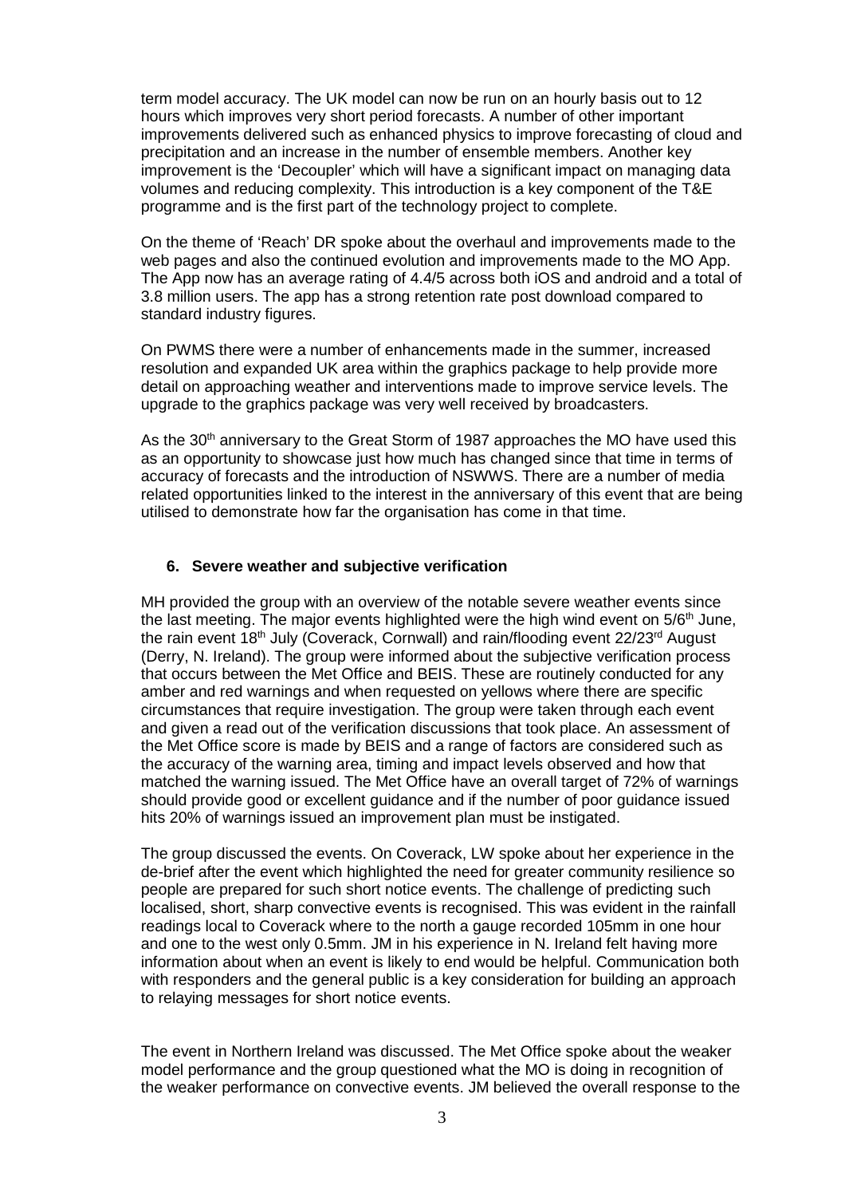term model accuracy. The UK model can now be run on an hourly basis out to 12 hours which improves very short period forecasts. A number of other important improvements delivered such as enhanced physics to improve forecasting of cloud and precipitation and an increase in the number of ensemble members. Another key improvement is the 'Decoupler' which will have a significant impact on managing data volumes and reducing complexity. This introduction is a key component of the T&E programme and is the first part of the technology project to complete.

On the theme of 'Reach' DR spoke about the overhaul and improvements made to the web pages and also the continued evolution and improvements made to the MO App. The App now has an average rating of 4.4/5 across both iOS and android and a total of 3.8 million users. The app has a strong retention rate post download compared to standard industry figures.

On PWMS there were a number of enhancements made in the summer, increased resolution and expanded UK area within the graphics package to help provide more detail on approaching weather and interventions made to improve service levels. The upgrade to the graphics package was very well received by broadcasters.

As the 30th anniversary to the Great Storm of 1987 approaches the MO have used this as an opportunity to showcase just how much has changed since that time in terms of accuracy of forecasts and the introduction of NSWWS. There are a number of media related opportunities linked to the interest in the anniversary of this event that are being utilised to demonstrate how far the organisation has come in that time.

## 6. Severe weather and subjective verification

MH provided the group with an overview of the notable severe weather events since the last meeting. The major events highlighted were the high wind event on 5/6th June, the rain event 18th July (Coverack, Cornwall) and rain/flooding event 22/23rd August (Derry, N. Ireland). The group were informed about the subjective verification process that occurs between the Met Office and BEIS. These are routinely conducted for any amber and red warnings and when requested on yellows where there are specific circumstances that require investigation. The group were taken through each event and given a read out of the verification discussions that took place. An assessment of the Met Office score is made by BEIS and a range of factors are considered such as the accuracy of the warning area, timing and impact levels observed and how that matched the warning issued. The Met Office have an overall target of 72% of warnings should provide good or excellent guidance and if the number of poor guidance issued hits 20% of warnings issued an improvement plan must be instigated.

The group discussed the events. On Coverack, LW spoke about her experience in the de-brief after the event which highlighted the need for greater community resilience so people are prepared for such short notice events. The challenge of predicting such localised, short, sharp convective events is recognised. This was evident in the rainfall readings local to Coverack where to the north a gauge recorded 105mm in one hour and one to the west only 0.5mm. JM in his experience in N. Ireland felt having more information about when an event is likely to end would be helpful. Communication both with responders and the general public is a key consideration for building an approach to relaying messages for short notice events.

The event in Northern Ireland was discussed. The Met Office spoke about the weaker model performance and the group questioned what the MO is doing in recognition of the weaker performance on convective events. JM believed the overall response to the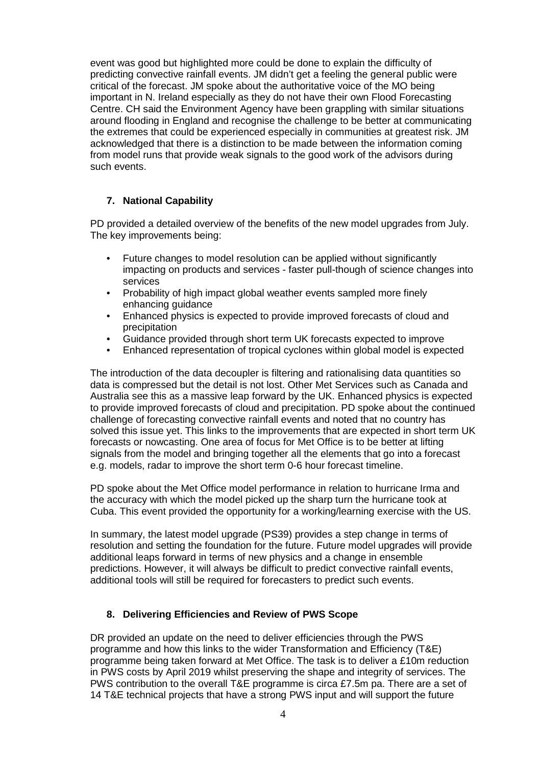event was good but highlighted more could be done to explain the difficulty of predicting convective rainfall events. JM didn't get a feeling the general public were critical of the forecast. JM spoke about the authoritative voice of the MO being important in N. Ireland especially as they do not have their own Flood Forecasting Centre. CH said the Environment Agency have been grappling with similar situations around flooding in England and recognise the challenge to be better at communicating the extremes that could be experienced especially in communities at greatest risk. JM acknowledged that there is a distinction to be made between the information coming from model runs that provide weak signals to the good work of the advisors during such events.

## 7. National Capability

PD provided a detailed overview of the benefits of the new model upgrades from July. The key improvements being:

- Future changes to model resolution can be applied without significantly impacting on products and services - faster pull-though of science changes into services
- Probability of high impact global weather events sampled more finely enhancing guidance
- Enhanced physics is expected to provide improved forecasts of cloud and precipitation
- Guidance provided through short term UK forecasts expected to improve
- Enhanced representation of tropical cyclones within global model is expected

The introduction of the data decoupler is filtering and rationalising data quantities so data is compressed but the detail is not lost. Other Met Services such as Canada and Australia see this as a massive leap forward by the UK. Enhanced physics is expected to provide improved forecasts of cloud and precipitation. PD spoke about the continued challenge of forecasting convective rainfall events and noted that no country has solved this issue yet. This links to the improvements that are expected in short term UK forecasts or nowcasting. One area of focus for Met Office is to be better at lifting signals from the model and bringing together all the elements that go into a forecast e.g. models, radar to improve the short term 0-6 hour forecast timeline.

PD spoke about the Met Office model performance in relation to hurricane Irma and the accuracy with which the model picked up the sharp turn the hurricane took at Cuba. This event provided the opportunity for a working/learning exercise with the US.

In summary, the latest model upgrade (PS39) provides a step change in terms of resolution and setting the foundation for the future. Future model upgrades will provide additional leaps forward in terms of new physics and a change in ensemble predictions. However, it will always be difficult to predict convective rainfall events, additional tools will still be required for forecasters to predict such events.

## 8. Delivering Efficiencies and Review of PWS Scope

DR provided an update on the need to deliver efficiencies through the PWS programme and how this links to the wider Transformation and Efficiency (T&E) programme being taken forward at Met Office. The task is to deliver a £10m reduction in PWS costs by April 2019 whilst preserving the shape and integrity of services. The PWS contribution to the overall T&E programme is circa £7.5m pa. There are a set of 14 T&E technical projects that have a strong PWS input and will support the future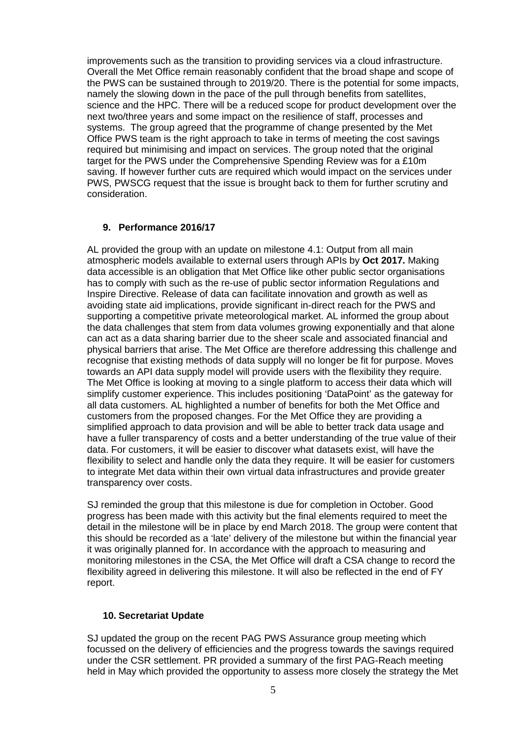improvements such as the transition to providing services via a cloud infrastructure. Overall the Met Office remain reasonably confident that the broad shape and scope of the PWS can be sustained through to 2019/20. There is the potential for some impacts, namely the slowing down in the pace of the pull through benefits from satellites, science and the HPC. There will be a reduced scope for product development over the next two/three years and some impact on the resilience of staff, processes and systems. The group agreed that the programme of change presented by the Met Office PWS team is the right approach to take in terms of meeting the cost savings required but minimising and impact on services. The group noted that the original target for the PWS under the Comprehensive Spending Review was for a £10m saving. If however further cuts are required which would impact on the services under PWS, PWSCG request that the issue is brought back to them for further scrutiny and consideration.

## 9. Performance 2016/17

AL provided the group with an update on milestone 4.1: Output from all main atmospheric models available to external users through APIs by **Oct 2017.** Making data accessible is an obligation that Met Office like other public sector organisations has to comply with such as the re-use of public sector information Regulations and Inspire Directive. Release of data can facilitate innovation and growth as well as avoiding state aid implications, provide significant in-direct reach for the PWS and supporting a competitive private meteorological market. AL informed the group about the data challenges that stem from data volumes growing exponentially and that alone can act as a data sharing barrier due to the sheer scale and associated financial and physical barriers that arise. The Met Office are therefore addressing this challenge and recognise that existing methods of data supply will no longer be fit for purpose. Moves towards an API data supply model will provide users with the flexibility they require. The Met Office is looking at moving to a single platform to access their data which will simplify customer experience. This includes positioning 'DataPoint' as the gateway for all data customers. AL highlighted a number of benefits for both the Met Office and customers from the proposed changes. For the Met Office they are providing a simplified approach to data provision and will be able to better track data usage and have a fuller transparency of costs and a better understanding of the true value of their data. For customers, it will be easier to discover what datasets exist, will have the flexibility to select and handle only the data they require. It will be easier for customers to integrate Met data within their own virtual data infrastructures and provide greater transparency over costs.

SJ reminded the group that this milestone is due for completion in October. Good progress has been made with this activity but the final elements required to meet the detail in the milestone will be in place by end March 2018. The group were content that this should be recorded as a 'late' delivery of the milestone but within the financial year it was originally planned for. In accordance with the approach to measuring and monitoring milestones in the CSA, the Met Office will draft a CSA change to record the flexibility agreed in delivering this milestone. It will also be reflected in the end of FY report.

## 10. Secretariat Update

SJ updated the group on the recent PAG PWS Assurance group meeting which focussed on the delivery of efficiencies and the progress towards the savings required under the CSR settlement. PR provided a summary of the first PAG-Reach meeting held in May which provided the opportunity to assess more closely the strategy the Met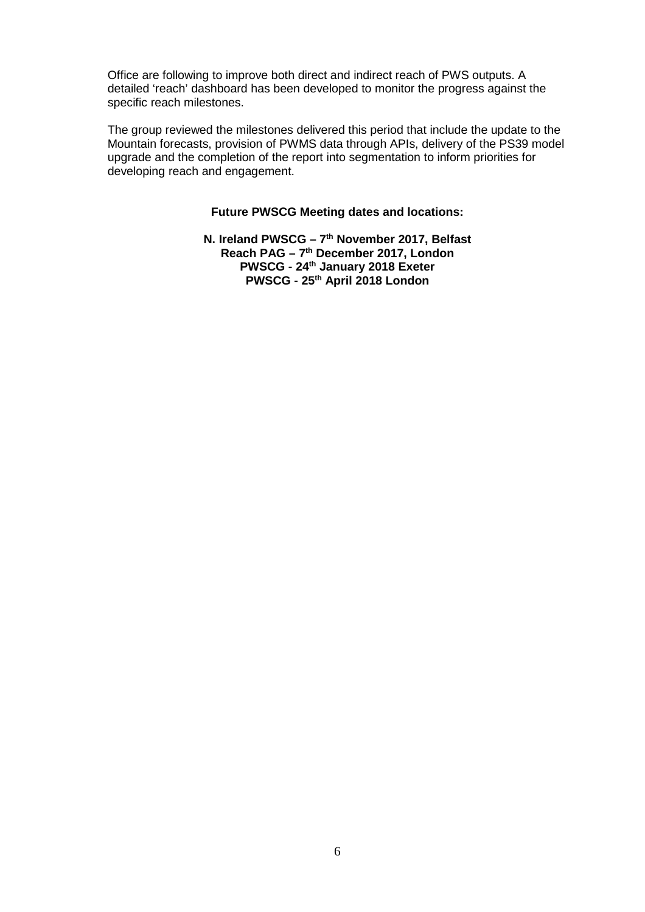Office are following to improve both direct and indirect reach of PWS outputs. A detailed 'reach' dashboard has been developed to monitor the progress against the specific reach milestones.

The group reviewed the milestones delivered this period that include the update to the Mountain forecasts, provision of PWMS data through APIs, delivery of the PS39 model upgrade and the completion of the report into segmentation to inform priorities for developing reach and engagement.

**Future PWSCG Meeting dates and locations:**

**N. Ireland PWSCG – 7th November 2017, Belfast**
**Reach PAG – 7th December 2017, London**
**PWSCG - 24th January 2018 Exeter**
**PWSCG - 25th April 2018 London**